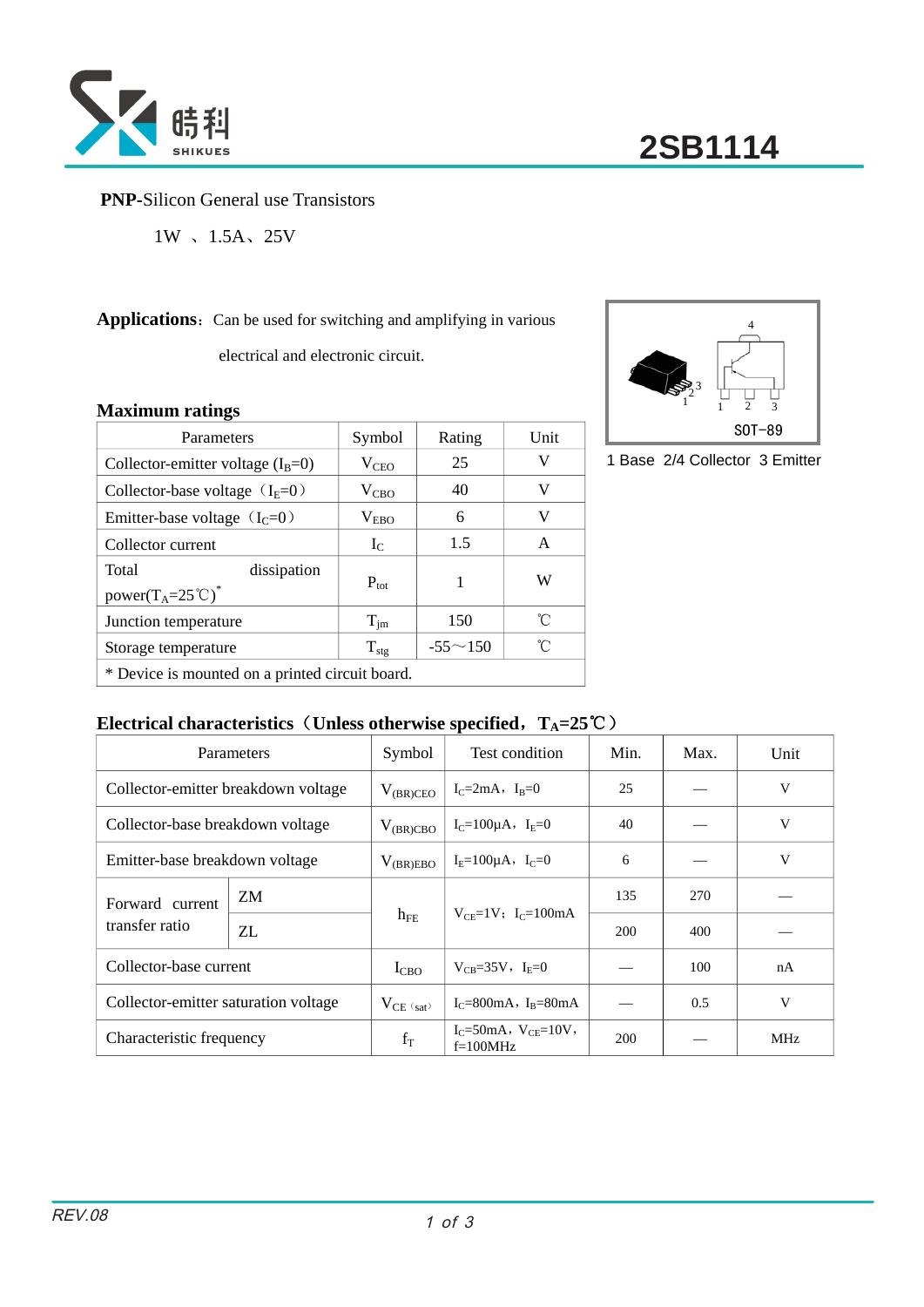# 2SB1114

**PNP**-Silicon General use Transistors

1W 、1.5A、25V

**Applications**：Can be used for switching and amplifying in various electrical and electronic circuit.

SOT-89

1 Base 2/4 Collector 3 Emitter

## Maximum ratings

| Parameters | Symbol | Rating | Unit |
|---|---|---|---|
| Collector-emitter voltage ($I_B$=0) | $V_{CEO}$ | 25 | V |
| Collector-base voltage（$I_E$=0） | $V_{CBO}$ | 40 | V |
| Emitter-base voltage（$I_C$=0） | $V_{EBO}$ | 6 | V |
| Collector current | $I_C$ | 1.5 | A |
| Total dissipation power($T_A$=25℃)* | $P_{tot}$ | 1 | W |
| Junction temperature | $T_{jm}$ | 150 | ℃ |
| Storage temperature | $T_{stg}$ | -55～150 | ℃ |

\* Device is mounted on a printed circuit board.

## Electrical characteristics（Unless otherwise specified，$T_A$=25℃）

| Parameters | | Symbol | Test condition | Min. | Max. | Unit |
|---|---|---|---|---|---|---|
| Collector-emitter breakdown voltage | | $V_{(BR)CEO}$ | $I_C$=2mA，$I_B$=0 | 25 | — | V |
| Collector-base breakdown voltage | | $V_{(BR)CBO}$ | $I_C$=100μA，$I_E$=0 | 40 | — | V |
| Emitter-base breakdown voltage | | $V_{(BR)EBO}$ | $I_E$=100μA，$I_C$=0 | 6 | — | V |
| Forward current transfer ratio | ZM | $h_{FE}$ | $V_{CE}$=1V；$I_C$=100mA | 135 | 270 | — |
| | ZL | | | 200 | 400 | — |
| Collector-base current | | $I_{CBO}$ | $V_{CB}$=35V，$I_E$=0 | — | 100 | nA |
| Collector-emitter saturation voltage | | $V_{CE(sat)}$ | $I_C$=800mA，$I_B$=80mA | — | 0.5 | V |
| Characteristic frequency | | $f_T$ | $I_C$=50mA，$V_{CE}$=10V，f=100MHz | 200 | — | MHz |

REV.08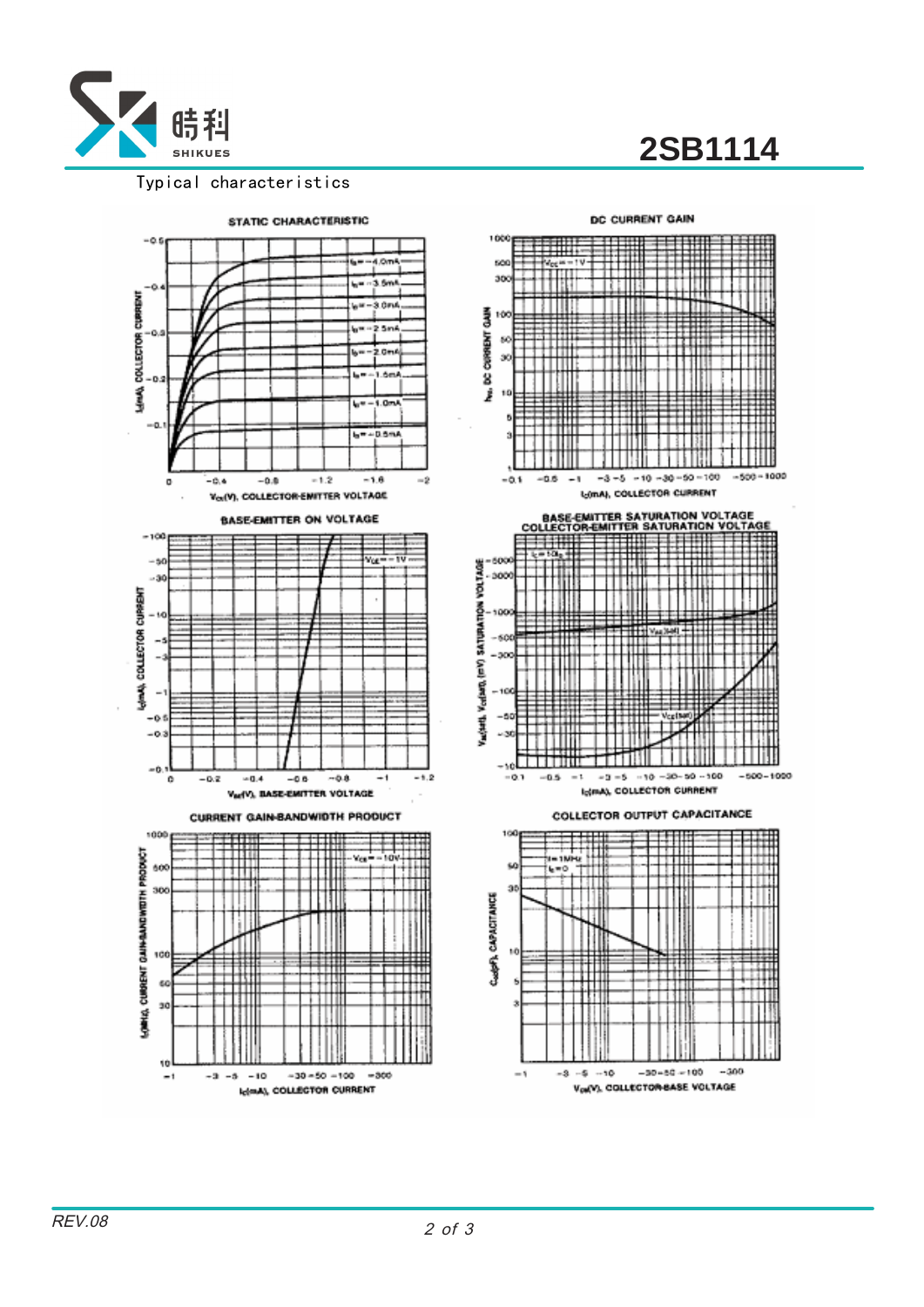Typical characteristics

STATIC CHARACTERISTIC

DC CURRENT GAIN

BASE-EMITTER ON VOLTAGE

BASE-EMITTER SATURATION VOLTAGE
COLLECTOR-EMITTER SATURATION VOLTAGE

CURRENT GAIN-BANDWIDTH PRODUCT

COLLECTOR OUTPUT CAPACITANCE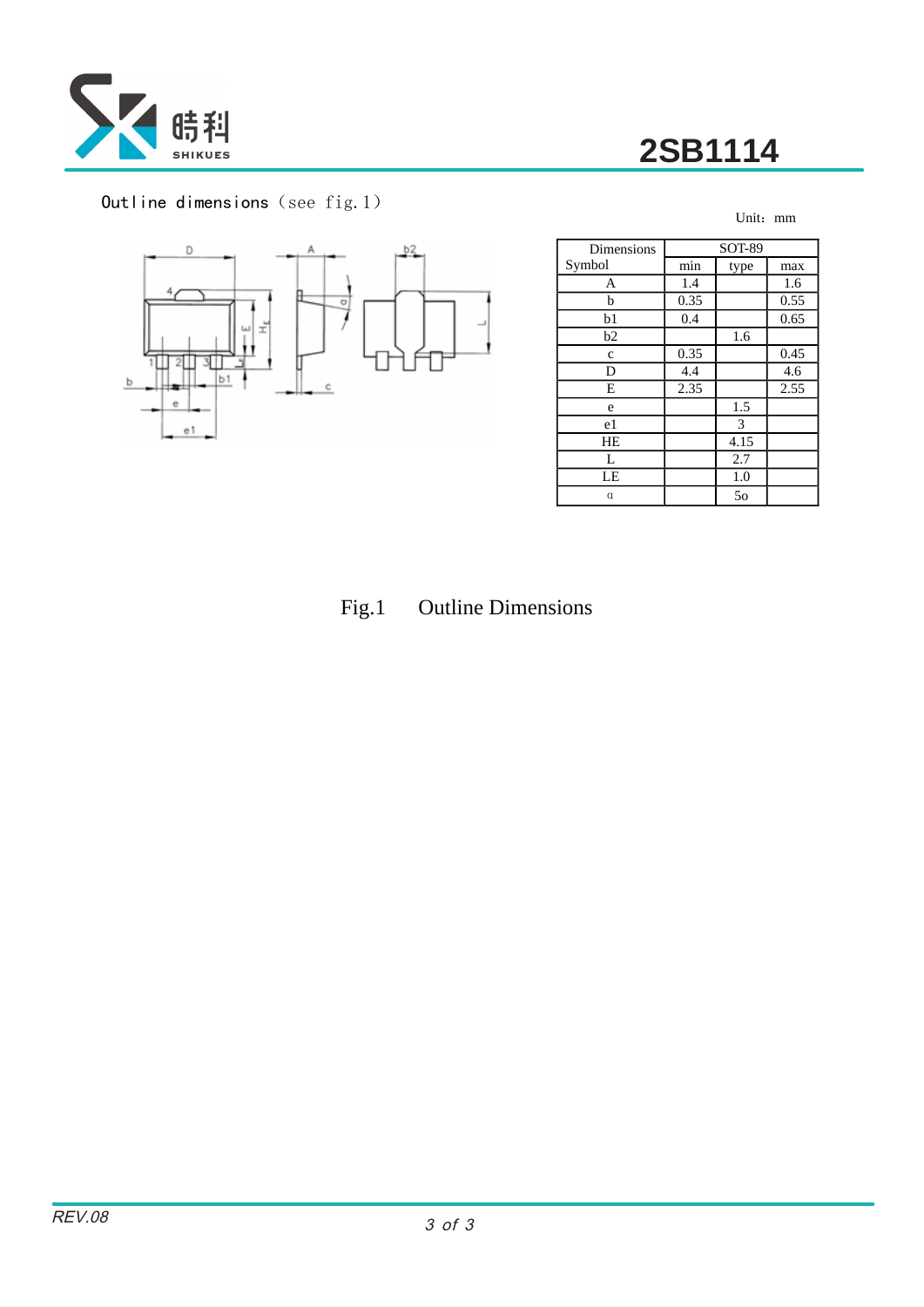## 2SB1114

Outline dimensions（see fig.1）

Unit：mm

D A b2 4 1 2 3 E HE LE b b1 e e1 c α L

| Dimensions Symbol | SOT-89 | | |
|---|---|---|---|
| | min | type | max |
| A | 1.4 | | 1.6 |
| b | 0.35 | | 0.55 |
| b1 | 0.4 | | 0.65 |
| b2 | | 1.6 | |
| c | 0.35 | | 0.45 |
| D | 4.4 | | 4.6 |
| E | 2.35 | | 2.55 |
| e | | 1.5 | |
| e1 | | 3 | |
| HE | | 4.15 | |
| L | | 2.7 | |
| LE | | 1.0 | |
| α | | 5o | |

Fig.1 Outline Dimensions

REV.08